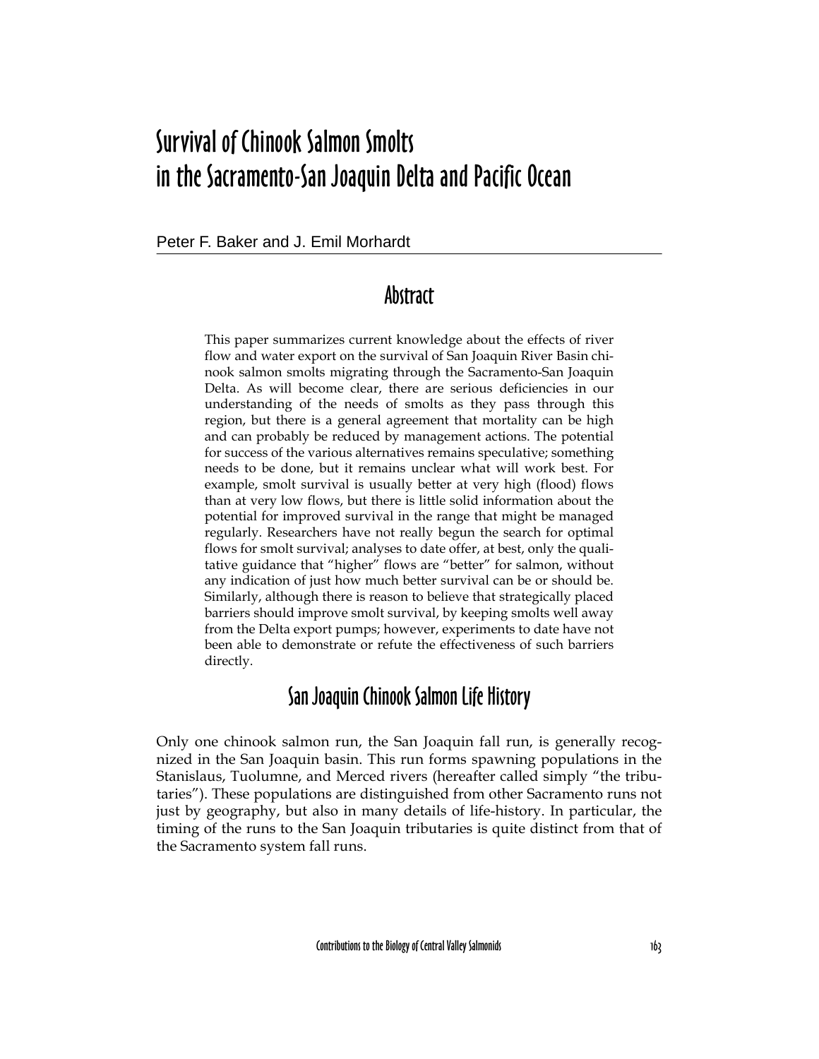# Survival of Chinook Salmon Smolts in the Sacramento-San Joaquin Delta and Pacific Ocean

Peter F. Baker and J. Emil Morhardt

## Abstract

This paper summarizes current knowledge about the effects of river flow and water export on the survival of San Joaquin River Basin chinook salmon smolts migrating through the Sacramento-San Joaquin Delta. As will become clear, there are serious deficiencies in our understanding of the needs of smolts as they pass through this region, but there is a general agreement that mortality can be high and can probably be reduced by management actions. The potential for success of the various alternatives remains speculative; something needs to be done, but it remains unclear what will work best. For example, smolt survival is usually better at very high (flood) flows than at very low flows, but there is little solid information about the potential for improved survival in the range that might be managed regularly. Researchers have not really begun the search for optimal flows for smolt survival; analyses to date offer, at best, only the qualitative guidance that "higher" flows are "better" for salmon, without any indication of just how much better survival can be or should be. Similarly, although there is reason to believe that strategically placed barriers should improve smolt survival, by keeping smolts well away from the Delta export pumps; however, experiments to date have not been able to demonstrate or refute the effectiveness of such barriers directly.

## San Joaquin Chinook Salmon Life History

Only one chinook salmon run, the San Joaquin fall run, is generally recognized in the San Joaquin basin. This run forms spawning populations in the Stanislaus, Tuolumne, and Merced rivers (hereafter called simply "the tributaries"). These populations are distinguished from other Sacramento runs not just by geography, but also in many details of life-history. In particular, the timing of the runs to the San Joaquin tributaries is quite distinct from that of the Sacramento system fall runs.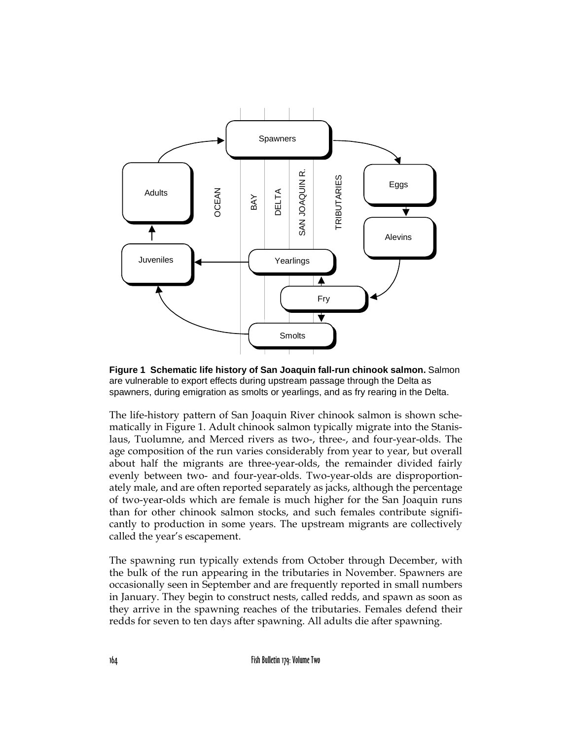**Figure 1 Schematic life history of San Joaquin fall-run chinook salmon.** Salmon are vulnerable to export effects during upstream passage through the Delta as spawners, during emigration as smolts or yearlings, and as fry rearing in the Delta.

The life-history pattern of San Joaquin River chinook salmon is shown schematically in Figure 1. Adult chinook salmon typically migrate into the Stanislaus, Tuolumne, and Merced rivers as two-, three-, and four-year-olds. The age composition of the run varies considerably from year to year, but overall about half the migrants are three-year-olds, the remainder divided fairly evenly between two- and four-year-olds. Two-year-olds are disproportionately male, and are often reported separately as jacks, although the percentage of two-year-olds which are female is much higher for the San Joaquin runs than for other chinook salmon stocks, and such females contribute significantly to production in some years. The upstream migrants are collectively called the year's escapement.

The spawning run typically extends from October through December, with the bulk of the run appearing in the tributaries in November. Spawners are occasionally seen in September and are frequently reported in small numbers in January. They begin to construct nests, called redds, and spawn as soon as they arrive in the spawning reaches of the tributaries. Females defend their redds for seven to ten days after spawning. All adults die after spawning.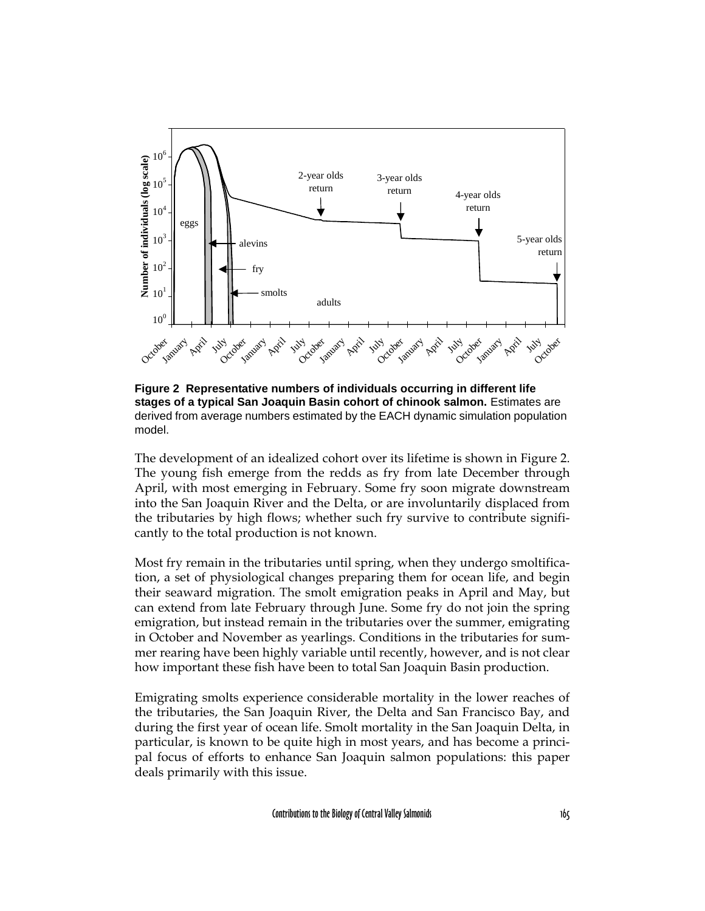**Figure 2 Representative numbers of individuals occurring in different life stages of a typical San Joaquin Basin cohort of chinook salmon.** Estimates are derived from average numbers estimated by the EACH dynamic simulation population model.

The development of an idealized cohort over its lifetime is shown in Figure 2. The young fish emerge from the redds as fry from late December through April, with most emerging in February. Some fry soon migrate downstream into the San Joaquin River and the Delta, or are involuntarily displaced from the tributaries by high flows; whether such fry survive to contribute significantly to the total production is not known.

Most fry remain in the tributaries until spring, when they undergo smoltification, a set of physiological changes preparing them for ocean life, and begin their seaward migration. The smolt emigration peaks in April and May, but can extend from late February through June. Some fry do not join the spring emigration, but instead remain in the tributaries over the summer, emigrating in October and November as yearlings. Conditions in the tributaries for summer rearing have been highly variable until recently, however, and is not clear how important these fish have been to total San Joaquin Basin production.

Emigrating smolts experience considerable mortality in the lower reaches of the tributaries, the San Joaquin River, the Delta and San Francisco Bay, and during the first year of ocean life. Smolt mortality in the San Joaquin Delta, in particular, is known to be quite high in most years, and has become a principal focus of efforts to enhance San Joaquin salmon populations: this paper deals primarily with this issue.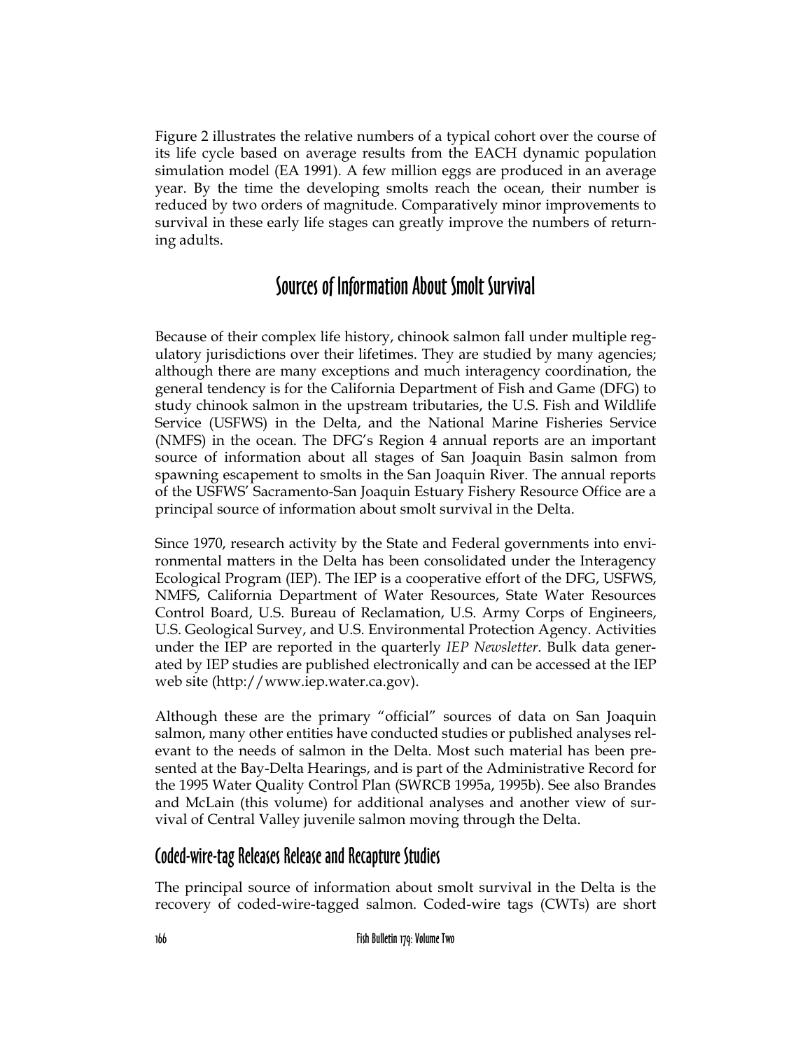Figure 2 illustrates the relative numbers of a typical cohort over the course of its life cycle based on average results from the EACH dynamic population simulation model (EA 1991). A few million eggs are produced in an average year. By the time the developing smolts reach the ocean, their number is reduced by two orders of magnitude. Comparatively minor improvements to survival in these early life stages can greatly improve the numbers of returning adults.

## Sources of Information About Smolt Survival

Because of their complex life history, chinook salmon fall under multiple regulatory jurisdictions over their lifetimes. They are studied by many agencies; although there are many exceptions and much interagency coordination, the general tendency is for the California Department of Fish and Game (DFG) to study chinook salmon in the upstream tributaries, the U.S. Fish and Wildlife Service (USFWS) in the Delta, and the National Marine Fisheries Service (NMFS) in the ocean. The DFG's Region 4 annual reports are an important source of information about all stages of San Joaquin Basin salmon from spawning escapement to smolts in the San Joaquin River. The annual reports of the USFWS' Sacramento-San Joaquin Estuary Fishery Resource Office are a principal source of information about smolt survival in the Delta.

Since 1970, research activity by the State and Federal governments into environmental matters in the Delta has been consolidated under the Interagency Ecological Program (IEP). The IEP is a cooperative effort of the DFG, USFWS, NMFS, California Department of Water Resources, State Water Resources Control Board, U.S. Bureau of Reclamation, U.S. Army Corps of Engineers, U.S. Geological Survey, and U.S. Environmental Protection Agency. Activities under the IEP are reported in the quarterly *IEP Newsletter*. Bulk data generated by IEP studies are published electronically and can be accessed at the IEP web site (http://www.iep.water.ca.gov).

Although these are the primary "official" sources of data on San Joaquin salmon, many other entities have conducted studies or published analyses relevant to the needs of salmon in the Delta. Most such material has been presented at the Bay-Delta Hearings, and is part of the Administrative Record for the 1995 Water Quality Control Plan (SWRCB 1995a, 1995b). See also Brandes and McLain (this volume) for additional analyses and another view of survival of Central Valley juvenile salmon moving through the Delta.

### Coded-wire-tag Releases Release and Recapture Studies

The principal source of information about smolt survival in the Delta is the recovery of coded-wire-tagged salmon. Coded-wire tags (CWTs) are short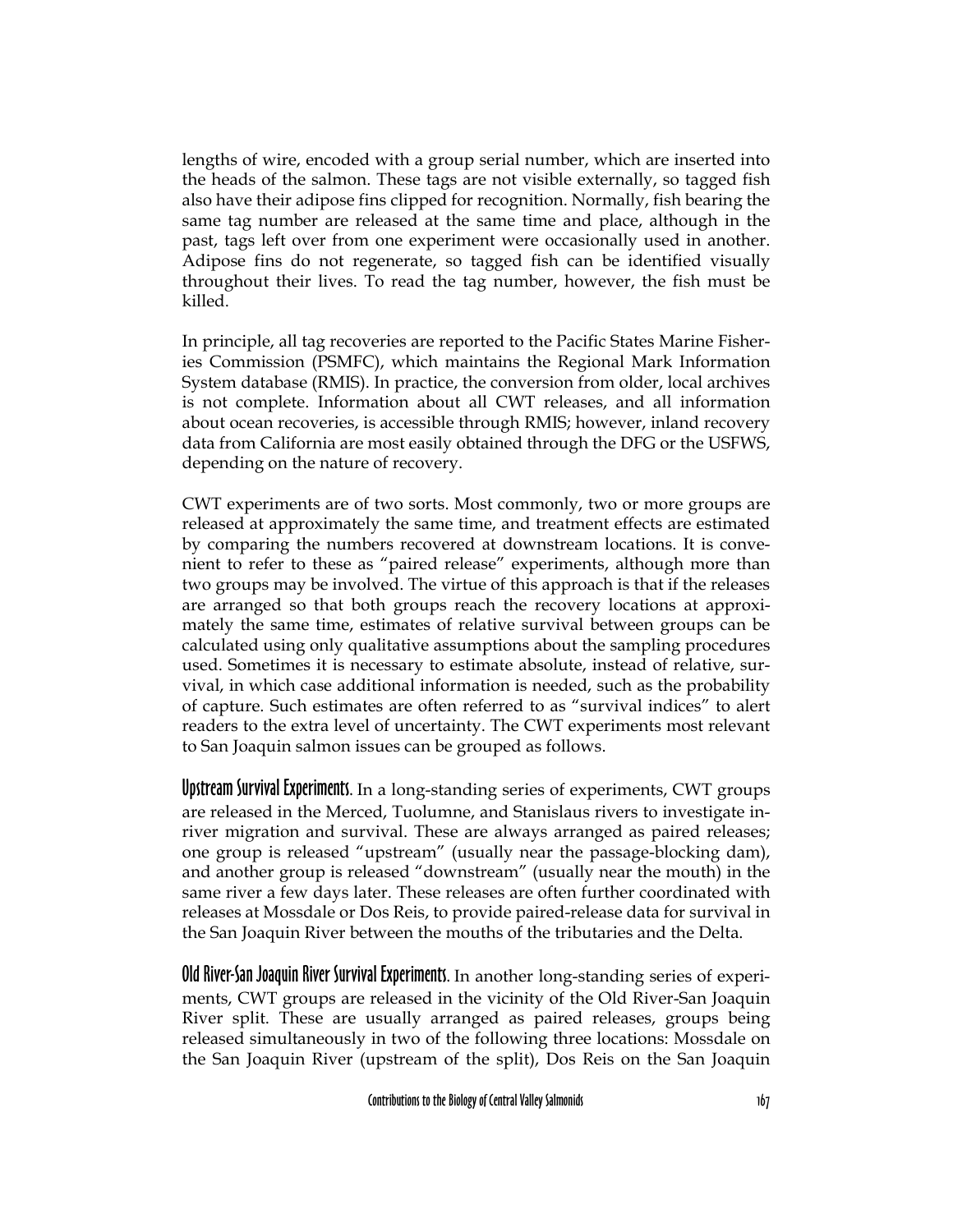lengths of wire, encoded with a group serial number, which are inserted into the heads of the salmon. These tags are not visible externally, so tagged fish also have their adipose fins clipped for recognition. Normally, fish bearing the same tag number are released at the same time and place, although in the past, tags left over from one experiment were occasionally used in another. Adipose fins do not regenerate, so tagged fish can be identified visually throughout their lives. To read the tag number, however, the fish must be killed.

In principle, all tag recoveries are reported to the Pacific States Marine Fisheries Commission (PSMFC), which maintains the Regional Mark Information System database (RMIS). In practice, the conversion from older, local archives is not complete. Information about all CWT releases, and all information about ocean recoveries, is accessible through RMIS; however, inland recovery data from California are most easily obtained through the DFG or the USFWS, depending on the nature of recovery.

CWT experiments are of two sorts. Most commonly, two or more groups are released at approximately the same time, and treatment effects are estimated by comparing the numbers recovered at downstream locations. It is convenient to refer to these as "paired release" experiments, although more than two groups may be involved. The virtue of this approach is that if the releases are arranged so that both groups reach the recovery locations at approximately the same time, estimates of relative survival between groups can be calculated using only qualitative assumptions about the sampling procedures used. Sometimes it is necessary to estimate absolute, instead of relative, survival, in which case additional information is needed, such as the probability of capture. Such estimates are often referred to as "survival indices" to alert readers to the extra level of uncertainty. The CWT experiments most relevant to San Joaquin salmon issues can be grouped as follows.

**Upstream Survival Experiments.** In a long-standing series of experiments, CWT groups are released in the Merced, Tuolumne, and Stanislaus rivers to investigate in-river migration and survival. These are always arranged as paired releases; one group is released "upstream" (usually near the passage-blocking dam), and another group is released "downstream" (usually near the mouth) in the same river a few days later. These releases are often further coordinated with releases at Mossdale or Dos Reis, to provide paired-release data for survival in the San Joaquin River between the mouths of the tributaries and the Delta.

**Old River-San Joaquin River Survival Experiments.** In another long-standing series of experiments, CWT groups are released in the vicinity of the Old River-San Joaquin River split. These are usually arranged as paired releases, groups being released simultaneously in two of the following three locations: Mossdale on the San Joaquin River (upstream of the split), Dos Reis on the San Joaquin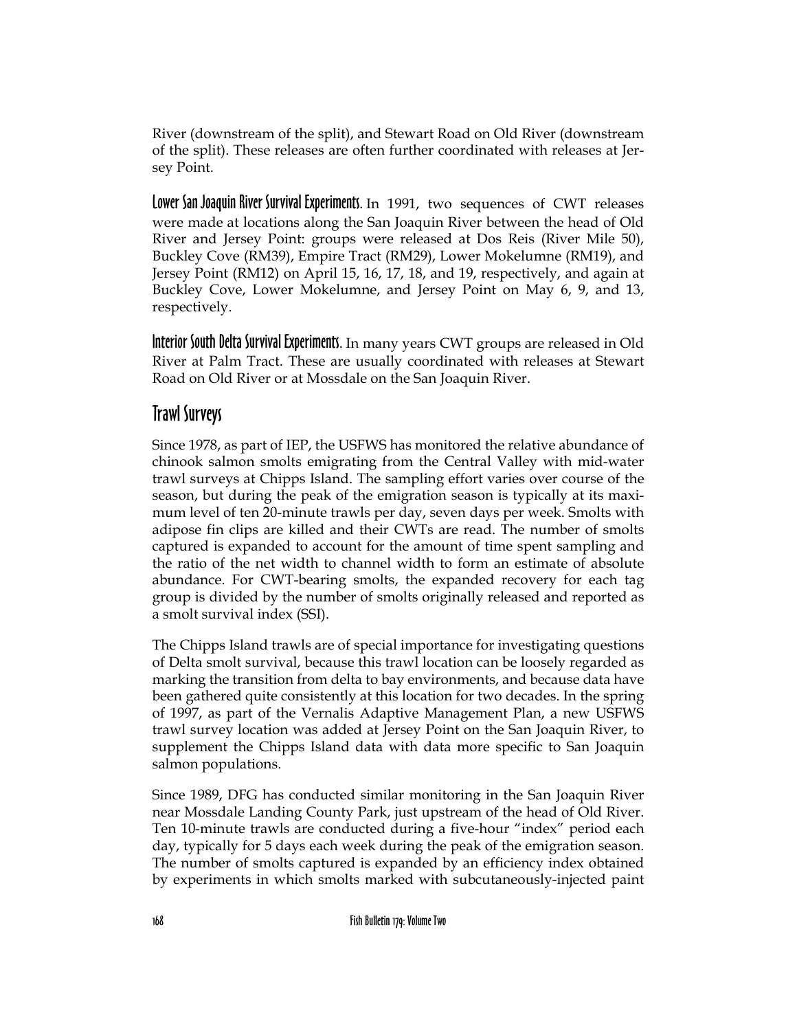River (downstream of the split), and Stewart Road on Old River (downstream of the split). These releases are often further coordinated with releases at Jersey Point.

**Lower San Joaquin River Survival Experiments**. In 1991, two sequences of CWT releases were made at locations along the San Joaquin River between the head of Old River and Jersey Point: groups were released at Dos Reis (River Mile 50), Buckley Cove (RM39), Empire Tract (RM29), Lower Mokelumne (RM19), and Jersey Point (RM12) on April 15, 16, 17, 18, and 19, respectively, and again at Buckley Cove, Lower Mokelumne, and Jersey Point on May 6, 9, and 13, respectively.

**Interior South Delta Survival Experiments**. In many years CWT groups are released in Old River at Palm Tract. These are usually coordinated with releases at Stewart Road on Old River or at Mossdale on the San Joaquin River.

## Trawl Surveys

Since 1978, as part of IEP, the USFWS has monitored the relative abundance of chinook salmon smolts emigrating from the Central Valley with mid-water trawl surveys at Chipps Island. The sampling effort varies over course of the season, but during the peak of the emigration season is typically at its maximum level of ten 20-minute trawls per day, seven days per week. Smolts with adipose fin clips are killed and their CWTs are read. The number of smolts captured is expanded to account for the amount of time spent sampling and the ratio of the net width to channel width to form an estimate of absolute abundance. For CWT-bearing smolts, the expanded recovery for each tag group is divided by the number of smolts originally released and reported as a smolt survival index (SSI).

The Chipps Island trawls are of special importance for investigating questions of Delta smolt survival, because this trawl location can be loosely regarded as marking the transition from delta to bay environments, and because data have been gathered quite consistently at this location for two decades. In the spring of 1997, as part of the Vernalis Adaptive Management Plan, a new USFWS trawl survey location was added at Jersey Point on the San Joaquin River, to supplement the Chipps Island data with data more specific to San Joaquin salmon populations.

Since 1989, DFG has conducted similar monitoring in the San Joaquin River near Mossdale Landing County Park, just upstream of the head of Old River. Ten 10-minute trawls are conducted during a five-hour "index" period each day, typically for 5 days each week during the peak of the emigration season. The number of smolts captured is expanded by an efficiency index obtained by experiments in which smolts marked with subcutaneously-injected paint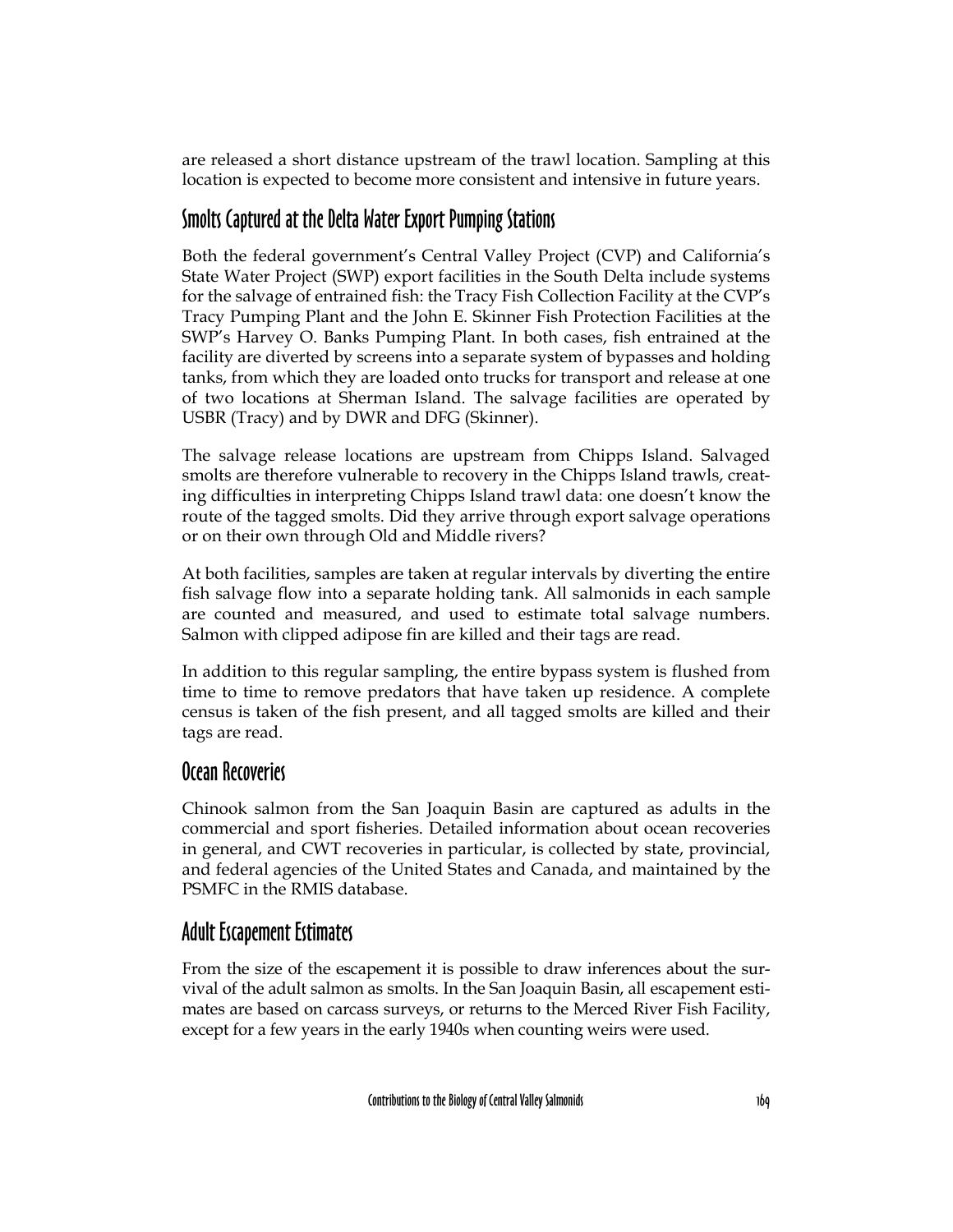are released a short distance upstream of the trawl location. Sampling at this location is expected to become more consistent and intensive in future years.

## Smolts Captured at the Delta Water Export Pumping Stations

Both the federal government's Central Valley Project (CVP) and California's State Water Project (SWP) export facilities in the South Delta include systems for the salvage of entrained fish: the Tracy Fish Collection Facility at the CVP's Tracy Pumping Plant and the John E. Skinner Fish Protection Facilities at the SWP's Harvey O. Banks Pumping Plant. In both cases, fish entrained at the facility are diverted by screens into a separate system of bypasses and holding tanks, from which they are loaded onto trucks for transport and release at one of two locations at Sherman Island. The salvage facilities are operated by USBR (Tracy) and by DWR and DFG (Skinner).

The salvage release locations are upstream from Chipps Island. Salvaged smolts are therefore vulnerable to recovery in the Chipps Island trawls, creating difficulties in interpreting Chipps Island trawl data: one doesn't know the route of the tagged smolts. Did they arrive through export salvage operations or on their own through Old and Middle rivers?

At both facilities, samples are taken at regular intervals by diverting the entire fish salvage flow into a separate holding tank. All salmonids in each sample are counted and measured, and used to estimate total salvage numbers. Salmon with clipped adipose fin are killed and their tags are read.

In addition to this regular sampling, the entire bypass system is flushed from time to time to remove predators that have taken up residence. A complete census is taken of the fish present, and all tagged smolts are killed and their tags are read.

## Ocean Recoveries

Chinook salmon from the San Joaquin Basin are captured as adults in the commercial and sport fisheries. Detailed information about ocean recoveries in general, and CWT recoveries in particular, is collected by state, provincial, and federal agencies of the United States and Canada, and maintained by the PSMFC in the RMIS database.

## Adult Escapement Estimates

From the size of the escapement it is possible to draw inferences about the survival of the adult salmon as smolts. In the San Joaquin Basin, all escapement estimates are based on carcass surveys, or returns to the Merced River Fish Facility, except for a few years in the early 1940s when counting weirs were used.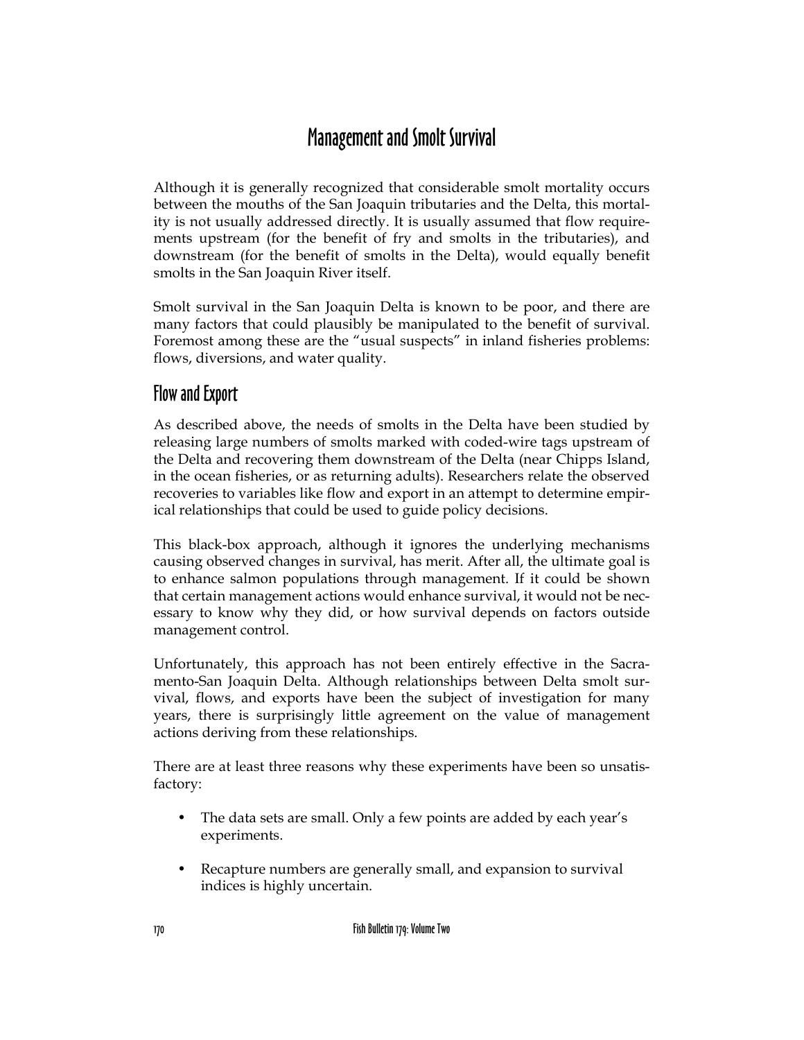# Management and Smolt Survival

Although it is generally recognized that considerable smolt mortality occurs between the mouths of the San Joaquin tributaries and the Delta, this mortality is not usually addressed directly. It is usually assumed that flow requirements upstream (for the benefit of fry and smolts in the tributaries), and downstream (for the benefit of smolts in the Delta), would equally benefit smolts in the San Joaquin River itself.

Smolt survival in the San Joaquin Delta is known to be poor, and there are many factors that could plausibly be manipulated to the benefit of survival. Foremost among these are the "usual suspects" in inland fisheries problems: flows, diversions, and water quality.

## Flow and Export

As described above, the needs of smolts in the Delta have been studied by releasing large numbers of smolts marked with coded-wire tags upstream of the Delta and recovering them downstream of the Delta (near Chipps Island, in the ocean fisheries, or as returning adults). Researchers relate the observed recoveries to variables like flow and export in an attempt to determine empirical relationships that could be used to guide policy decisions.

This black-box approach, although it ignores the underlying mechanisms causing observed changes in survival, has merit. After all, the ultimate goal is to enhance salmon populations through management. If it could be shown that certain management actions would enhance survival, it would not be necessary to know why they did, or how survival depends on factors outside management control.

Unfortunately, this approach has not been entirely effective in the Sacramento-San Joaquin Delta. Although relationships between Delta smolt survival, flows, and exports have been the subject of investigation for many years, there is surprisingly little agreement on the value of management actions deriving from these relationships.

There are at least three reasons why these experiments have been so unsatisfactory:

- The data sets are small. Only a few points are added by each year's experiments.
- Recapture numbers are generally small, and expansion to survival indices is highly uncertain.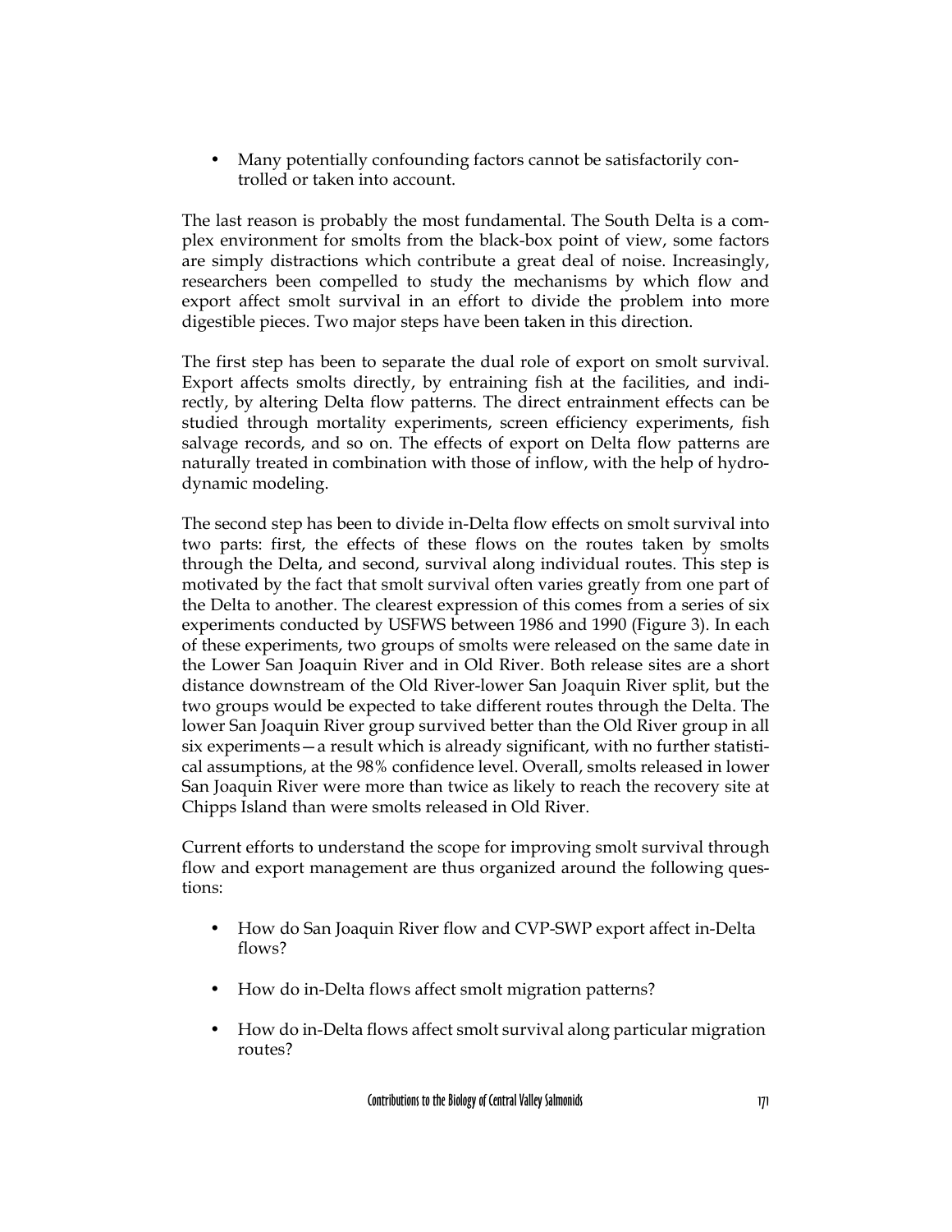- Many potentially confounding factors cannot be satisfactorily controlled or taken into account.

The last reason is probably the most fundamental. The South Delta is a complex environment for smolts from the black-box point of view, some factors are simply distractions which contribute a great deal of noise. Increasingly, researchers been compelled to study the mechanisms by which flow and export affect smolt survival in an effort to divide the problem into more digestible pieces. Two major steps have been taken in this direction.

The first step has been to separate the dual role of export on smolt survival. Export affects smolts directly, by entraining fish at the facilities, and indirectly, by altering Delta flow patterns. The direct entrainment effects can be studied through mortality experiments, screen efficiency experiments, fish salvage records, and so on. The effects of export on Delta flow patterns are naturally treated in combination with those of inflow, with the help of hydrodynamic modeling.

The second step has been to divide in-Delta flow effects on smolt survival into two parts: first, the effects of these flows on the routes taken by smolts through the Delta, and second, survival along individual routes. This step is motivated by the fact that smolt survival often varies greatly from one part of the Delta to another. The clearest expression of this comes from a series of six experiments conducted by USFWS between 1986 and 1990 (Figure 3). In each of these experiments, two groups of smolts were released on the same date in the Lower San Joaquin River and in Old River. Both release sites are a short distance downstream of the Old River-lower San Joaquin River split, but the two groups would be expected to take different routes through the Delta. The lower San Joaquin River group survived better than the Old River group in all six experiments—a result which is already significant, with no further statistical assumptions, at the 98% confidence level. Overall, smolts released in lower San Joaquin River were more than twice as likely to reach the recovery site at Chipps Island than were smolts released in Old River.

Current efforts to understand the scope for improving smolt survival through flow and export management are thus organized around the following questions:

- How do San Joaquin River flow and CVP-SWP export affect in-Delta flows?
- How do in-Delta flows affect smolt migration patterns?
- How do in-Delta flows affect smolt survival along particular migration routes?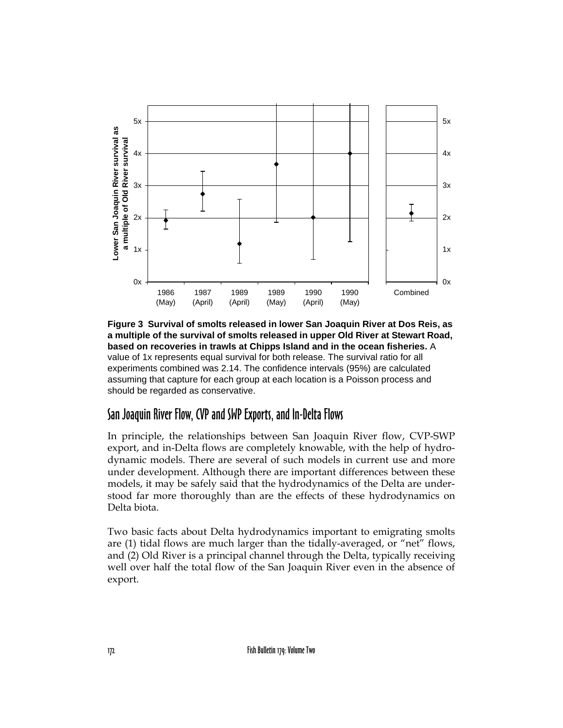**Figure 3 Survival of smolts released in lower San Joaquin River at Dos Reis, as a multiple of the survival of smolts released in upper Old River at Stewart Road, based on recoveries in trawls at Chipps Island and in the ocean fisheries.** A value of 1x represents equal survival for both release. The survival ratio for all experiments combined was 2.14. The confidence intervals (95%) are calculated assuming that capture for each group at each location is a Poisson process and should be regarded as conservative.

## San Joaquin River Flow, CVP and SWP Exports, and In-Delta Flows

In principle, the relationships between San Joaquin River flow, CVP-SWP export, and in-Delta flows are completely knowable, with the help of hydrodynamic models. There are several of such models in current use and more under development. Although there are important differences between these models, it may be safely said that the hydrodynamics of the Delta are understood far more thoroughly than are the effects of these hydrodynamics on Delta biota.

Two basic facts about Delta hydrodynamics important to emigrating smolts are (1) tidal flows are much larger than the tidally-averaged, or "net" flows, and (2) Old River is a principal channel through the Delta, typically receiving well over half the total flow of the San Joaquin River even in the absence of export.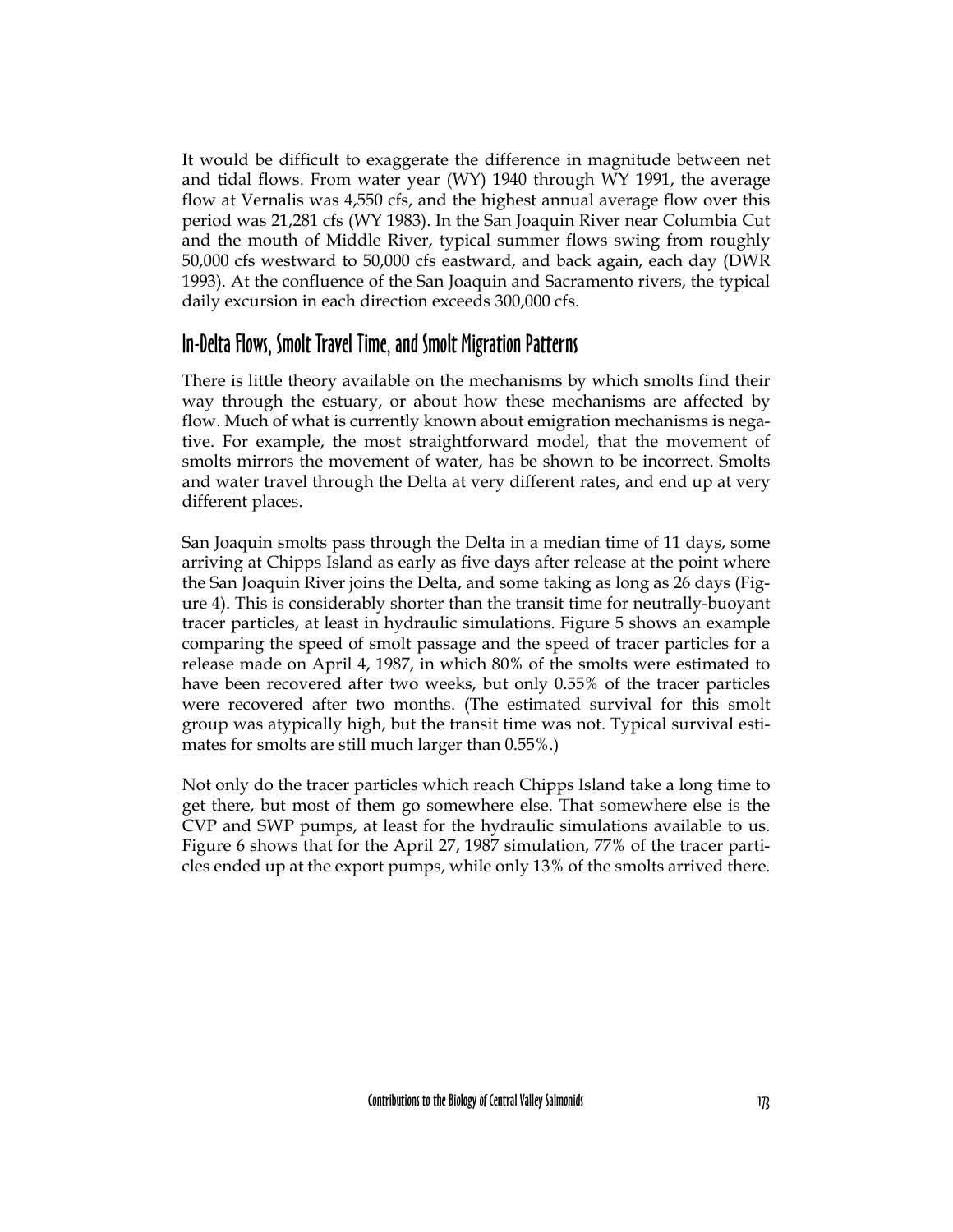It would be difficult to exaggerate the difference in magnitude between net and tidal flows. From water year (WY) 1940 through WY 1991, the average flow at Vernalis was 4,550 cfs, and the highest annual average flow over this period was 21,281 cfs (WY 1983). In the San Joaquin River near Columbia Cut and the mouth of Middle River, typical summer flows swing from roughly 50,000 cfs westward to 50,000 cfs eastward, and back again, each day (DWR 1993). At the confluence of the San Joaquin and Sacramento rivers, the typical daily excursion in each direction exceeds 300,000 cfs.

## In-Delta Flows, Smolt Travel Time, and Smolt Migration Patterns

There is little theory available on the mechanisms by which smolts find their way through the estuary, or about how these mechanisms are affected by flow. Much of what is currently known about emigration mechanisms is negative. For example, the most straightforward model, that the movement of smolts mirrors the movement of water, has be shown to be incorrect. Smolts and water travel through the Delta at very different rates, and end up at very different places.

San Joaquin smolts pass through the Delta in a median time of 11 days, some arriving at Chipps Island as early as five days after release at the point where the San Joaquin River joins the Delta, and some taking as long as 26 days (Figure 4). This is considerably shorter than the transit time for neutrally-buoyant tracer particles, at least in hydraulic simulations. Figure 5 shows an example comparing the speed of smolt passage and the speed of tracer particles for a release made on April 4, 1987, in which 80% of the smolts were estimated to have been recovered after two weeks, but only 0.55% of the tracer particles were recovered after two months. (The estimated survival for this smolt group was atypically high, but the transit time was not. Typical survival estimates for smolts are still much larger than 0.55%.)

Not only do the tracer particles which reach Chipps Island take a long time to get there, but most of them go somewhere else. That somewhere else is the CVP and SWP pumps, at least for the hydraulic simulations available to us. Figure 6 shows that for the April 27, 1987 simulation, 77% of the tracer particles ended up at the export pumps, while only 13% of the smolts arrived there.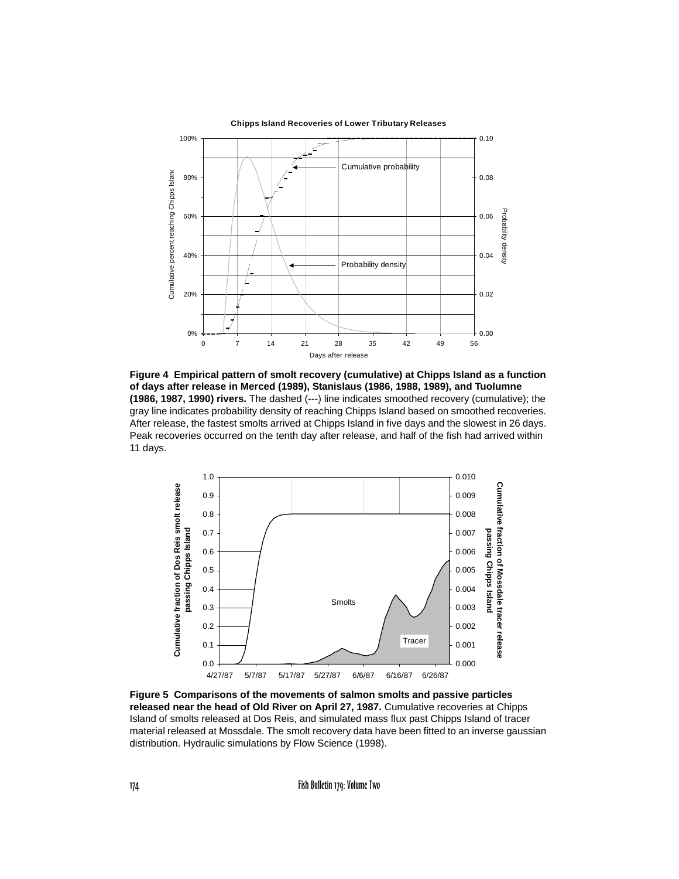**Figure 4 Empirical pattern of smolt recovery (cumulative) at Chipps Island as a function of days after release in Merced (1989), Stanislaus (1986, 1988, 1989), and Tuolumne (1986, 1987, 1990) rivers.** The dashed (---) line indicates smoothed recovery (cumulative); the gray line indicates probability density of reaching Chipps Island based on smoothed recoveries. After release, the fastest smolts arrived at Chipps Island in five days and the slowest in 26 days. Peak recoveries occurred on the tenth day after release, and half of the fish had arrived within 11 days.

**Figure 5 Comparisons of the movements of salmon smolts and passive particles released near the head of Old River on April 27, 1987.** Cumulative recoveries at Chipps Island of smolts released at Dos Reis, and simulated mass flux past Chipps Island of tracer material released at Mossdale. The smolt recovery data have been fitted to an inverse gaussian distribution. Hydraulic simulations by Flow Science (1998).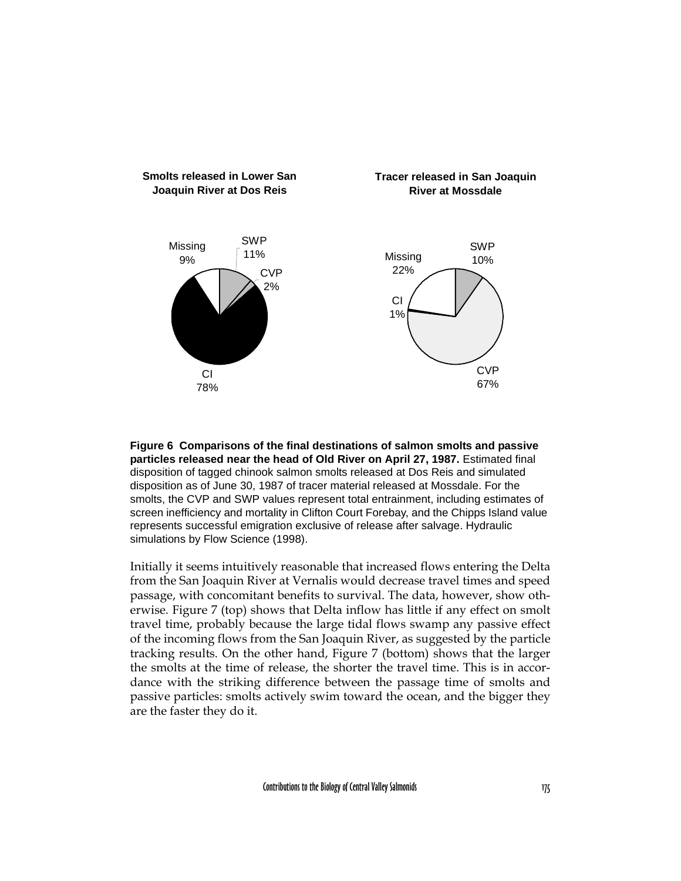**Smolts released in Lower San Joaquin River at Dos Reis**

**Tracer released in San Joaquin River at Mossdale**

Missing 9%, SWP 11%, CVP 2%, CI 78%

Missing 22%, SWP 10%, CI 1%, CVP 67%

**Figure 6 Comparisons of the final destinations of salmon smolts and passive particles released near the head of Old River on April 27, 1987.** Estimated final disposition of tagged chinook salmon smolts released at Dos Reis and simulated disposition as of June 30, 1987 of tracer material released at Mossdale. For the smolts, the CVP and SWP values represent total entrainment, including estimates of screen inefficiency and mortality in Clifton Court Forebay, and the Chipps Island value represents successful emigration exclusive of release after salvage. Hydraulic simulations by Flow Science (1998).

Initially it seems intuitively reasonable that increased flows entering the Delta from the San Joaquin River at Vernalis would decrease travel times and speed passage, with concomitant benefits to survival. The data, however, show otherwise. Figure 7 (top) shows that Delta inflow has little if any effect on smolt travel time, probably because the large tidal flows swamp any passive effect of the incoming flows from the San Joaquin River, as suggested by the particle tracking results. On the other hand, Figure 7 (bottom) shows that the larger the smolts at the time of release, the shorter the travel time. This is in accordance with the striking difference between the passage time of smolts and passive particles: smolts actively swim toward the ocean, and the bigger they are the faster they do it.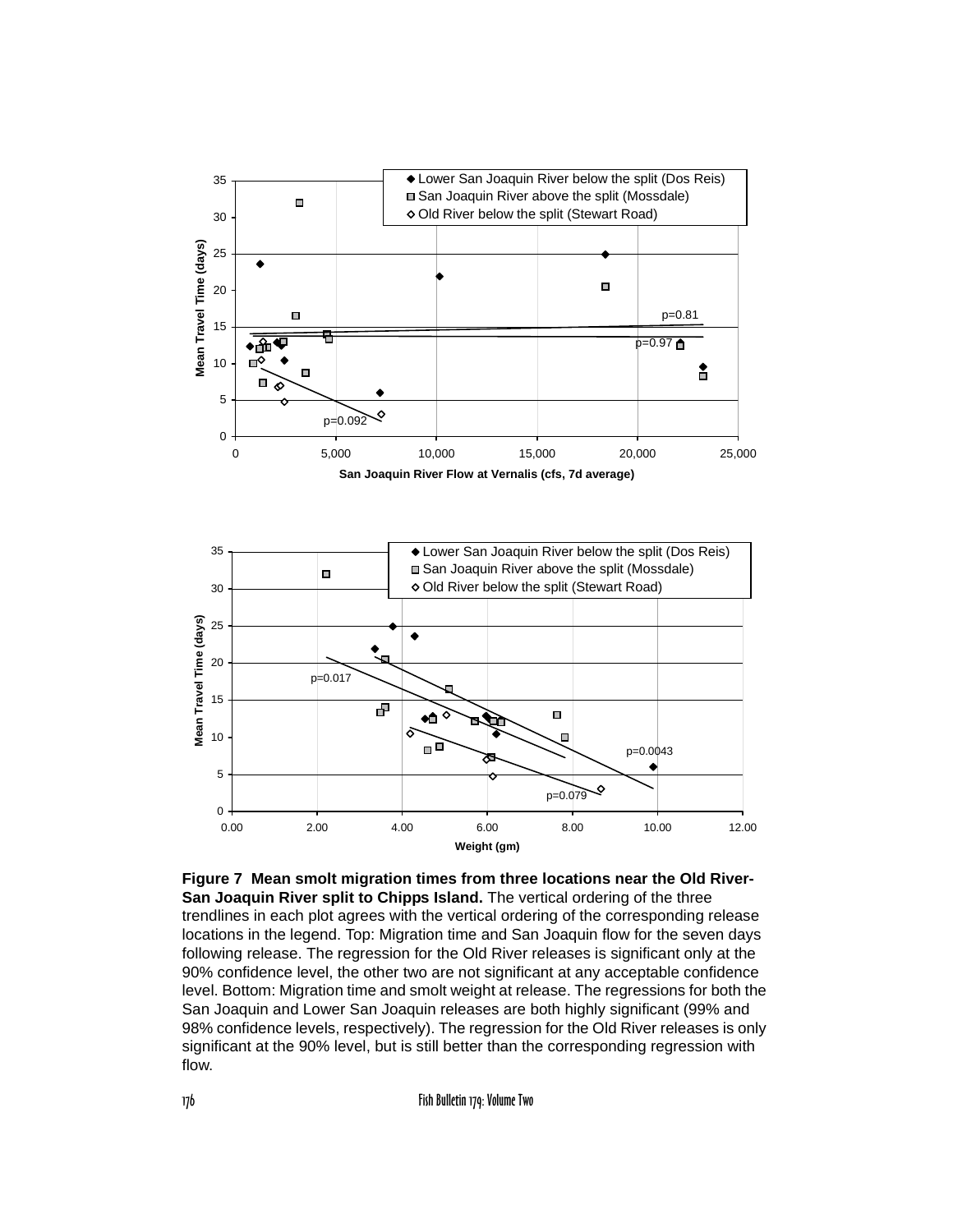**Figure 7 Mean smolt migration times from three locations near the Old River-San Joaquin River split to Chipps Island.** The vertical ordering of the three trendlines in each plot agrees with the vertical ordering of the corresponding release locations in the legend. Top: Migration time and San Joaquin flow for the seven days following release. The regression for the Old River releases is significant only at the 90% confidence level, the other two are not significant at any acceptable confidence level. Bottom: Migration time and smolt weight at release. The regressions for both the San Joaquin and Lower San Joaquin releases are both highly significant (99% and 98% confidence levels, respectively). The regression for the Old River releases is only significant at the 90% level, but is still better than the corresponding regression with flow.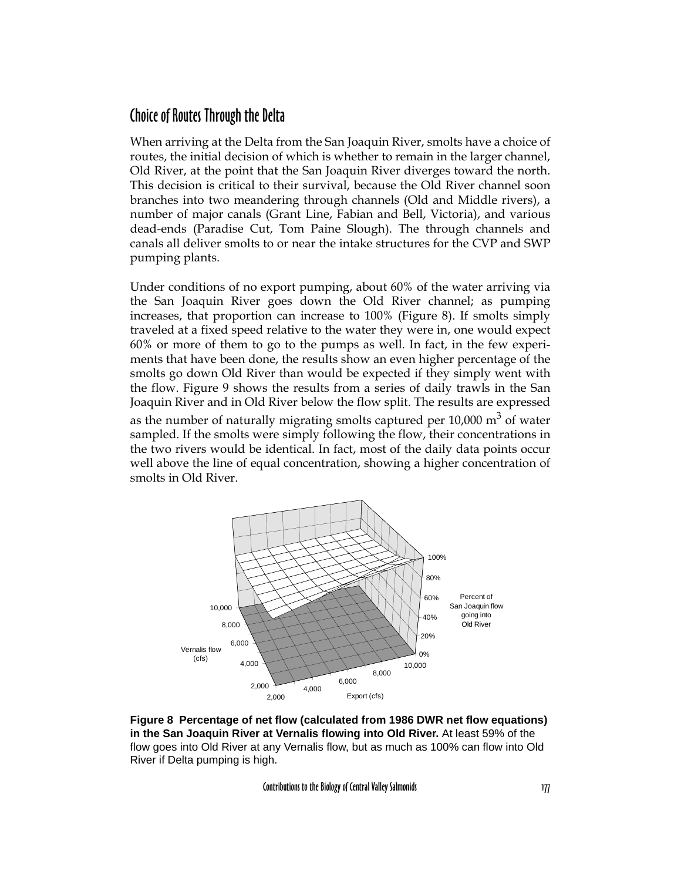## Choice of Routes Through the Delta

When arriving at the Delta from the San Joaquin River, smolts have a choice of routes, the initial decision of which is whether to remain in the larger channel, Old River, at the point that the San Joaquin River diverges toward the north. This decision is critical to their survival, because the Old River channel soon branches into two meandering through channels (Old and Middle rivers), a number of major canals (Grant Line, Fabian and Bell, Victoria), and various dead-ends (Paradise Cut, Tom Paine Slough). The through channels and canals all deliver smolts to or near the intake structures for the CVP and SWP pumping plants.

Under conditions of no export pumping, about 60% of the water arriving via the San Joaquin River goes down the Old River channel; as pumping increases, that proportion can increase to 100% (Figure 8). If smolts simply traveled at a fixed speed relative to the water they were in, one would expect 60% or more of them to go to the pumps as well. In fact, in the few experiments that have been done, the results show an even higher percentage of the smolts go down Old River than would be expected if they simply went with the flow. Figure 9 shows the results from a series of daily trawls in the San Joaquin River and in Old River below the flow split. The results are expressed as the number of naturally migrating smolts captured per 10,000 $m^3$ of water sampled. If the smolts were simply following the flow, their concentrations in the two rivers would be identical. In fact, most of the daily data points occur well above the line of equal concentration, showing a higher concentration of smolts in Old River.

**Figure 8 Percentage of net flow (calculated from 1986 DWR net flow equations) in the San Joaquin River at Vernalis flowing into Old River.** At least 59% of the flow goes into Old River at any Vernalis flow, but as much as 100% can flow into Old River if Delta pumping is high.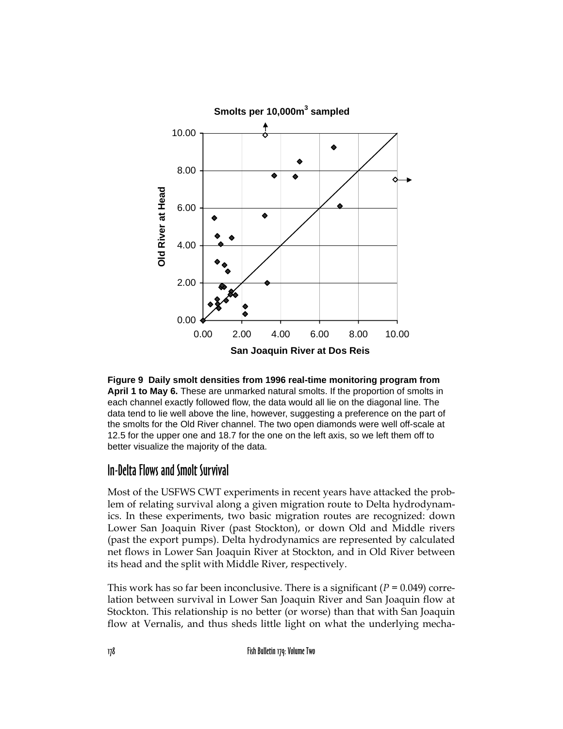**Figure 9 Daily smolt densities from 1996 real-time monitoring program from April 1 to May 6.** These are unmarked natural smolts. If the proportion of smolts in each channel exactly followed flow, the data would all lie on the diagonal line. The data tend to lie well above the line, however, suggesting a preference on the part of the smolts for the Old River channel. The two open diamonds were well off-scale at 12.5 for the upper one and 18.7 for the one on the left axis, so we left them off to better visualize the majority of the data.

## In-Delta Flows and Smolt Survival

Most of the USFWS CWT experiments in recent years have attacked the problem of relating survival along a given migration route to Delta hydrodynamics. In these experiments, two basic migration routes are recognized: down Lower San Joaquin River (past Stockton), or down Old and Middle rivers (past the export pumps). Delta hydrodynamics are represented by calculated net flows in Lower San Joaquin River at Stockton, and in Old River between its head and the split with Middle River, respectively.

This work has so far been inconclusive. There is a significant ($P = 0.049$) correlation between survival in Lower San Joaquin River and San Joaquin flow at Stockton. This relationship is no better (or worse) than that with San Joaquin flow at Vernalis, and thus sheds little light on what the underlying mecha-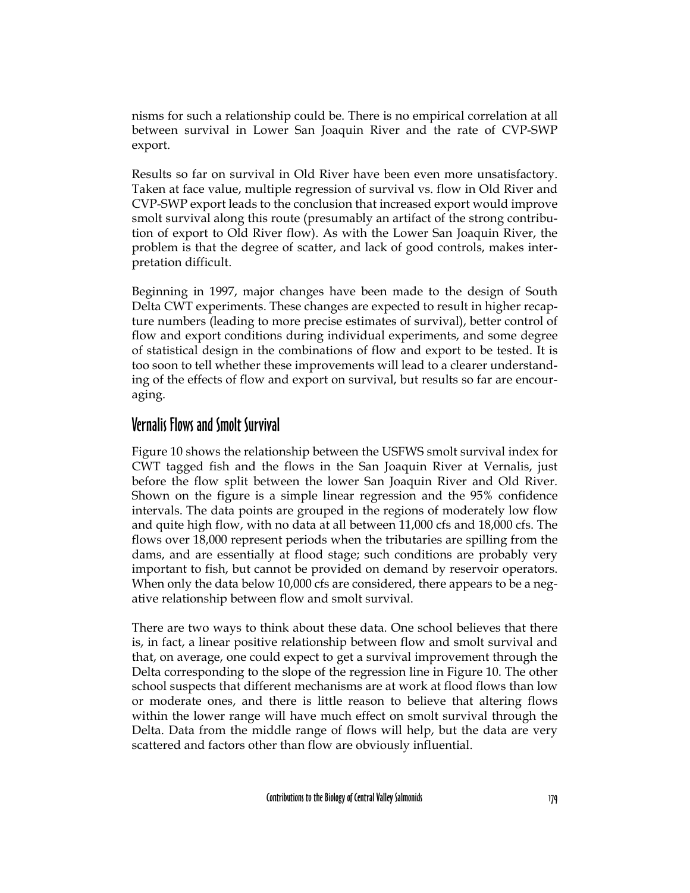nisms for such a relationship could be. There is no empirical correlation at all between survival in Lower San Joaquin River and the rate of CVP-SWP export.

Results so far on survival in Old River have been even more unsatisfactory. Taken at face value, multiple regression of survival vs. flow in Old River and CVP-SWP export leads to the conclusion that increased export would improve smolt survival along this route (presumably an artifact of the strong contribution of export to Old River flow). As with the Lower San Joaquin River, the problem is that the degree of scatter, and lack of good controls, makes interpretation difficult.

Beginning in 1997, major changes have been made to the design of South Delta CWT experiments. These changes are expected to result in higher recapture numbers (leading to more precise estimates of survival), better control of flow and export conditions during individual experiments, and some degree of statistical design in the combinations of flow and export to be tested. It is too soon to tell whether these improvements will lead to a clearer understanding of the effects of flow and export on survival, but results so far are encouraging.

## Vernalis Flows and Smolt Survival

Figure 10 shows the relationship between the USFWS smolt survival index for CWT tagged fish and the flows in the San Joaquin River at Vernalis, just before the flow split between the lower San Joaquin River and Old River. Shown on the figure is a simple linear regression and the 95% confidence intervals. The data points are grouped in the regions of moderately low flow and quite high flow, with no data at all between 11,000 cfs and 18,000 cfs. The flows over 18,000 represent periods when the tributaries are spilling from the dams, and are essentially at flood stage; such conditions are probably very important to fish, but cannot be provided on demand by reservoir operators. When only the data below 10,000 cfs are considered, there appears to be a negative relationship between flow and smolt survival.

There are two ways to think about these data. One school believes that there is, in fact, a linear positive relationship between flow and smolt survival and that, on average, one could expect to get a survival improvement through the Delta corresponding to the slope of the regression line in Figure 10. The other school suspects that different mechanisms are at work at flood flows than low or moderate ones, and there is little reason to believe that altering flows within the lower range will have much effect on smolt survival through the Delta. Data from the middle range of flows will help, but the data are very scattered and factors other than flow are obviously influential.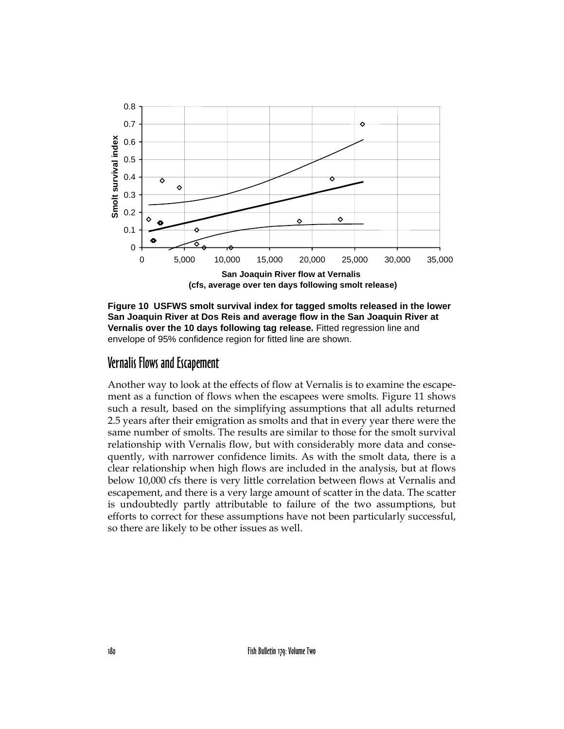**Figure 10 USFWS smolt survival index for tagged smolts released in the lower San Joaquin River at Dos Reis and average flow in the San Joaquin River at Vernalis over the 10 days following tag release.** Fitted regression line and envelope of 95% confidence region for fitted line are shown.

## Vernalis Flows and Escapement

Another way to look at the effects of flow at Vernalis is to examine the escapement as a function of flows when the escapees were smolts. Figure 11 shows such a result, based on the simplifying assumptions that all adults returned 2.5 years after their emigration as smolts and that in every year there were the same number of smolts. The results are similar to those for the smolt survival relationship with Vernalis flow, but with considerably more data and consequently, with narrower confidence limits. As with the smolt data, there is a clear relationship when high flows are included in the analysis, but at flows below 10,000 cfs there is very little correlation between flows at Vernalis and escapement, and there is a very large amount of scatter in the data. The scatter is undoubtedly partly attributable to failure of the two assumptions, but efforts to correct for these assumptions have not been particularly successful, so there are likely to be other issues as well.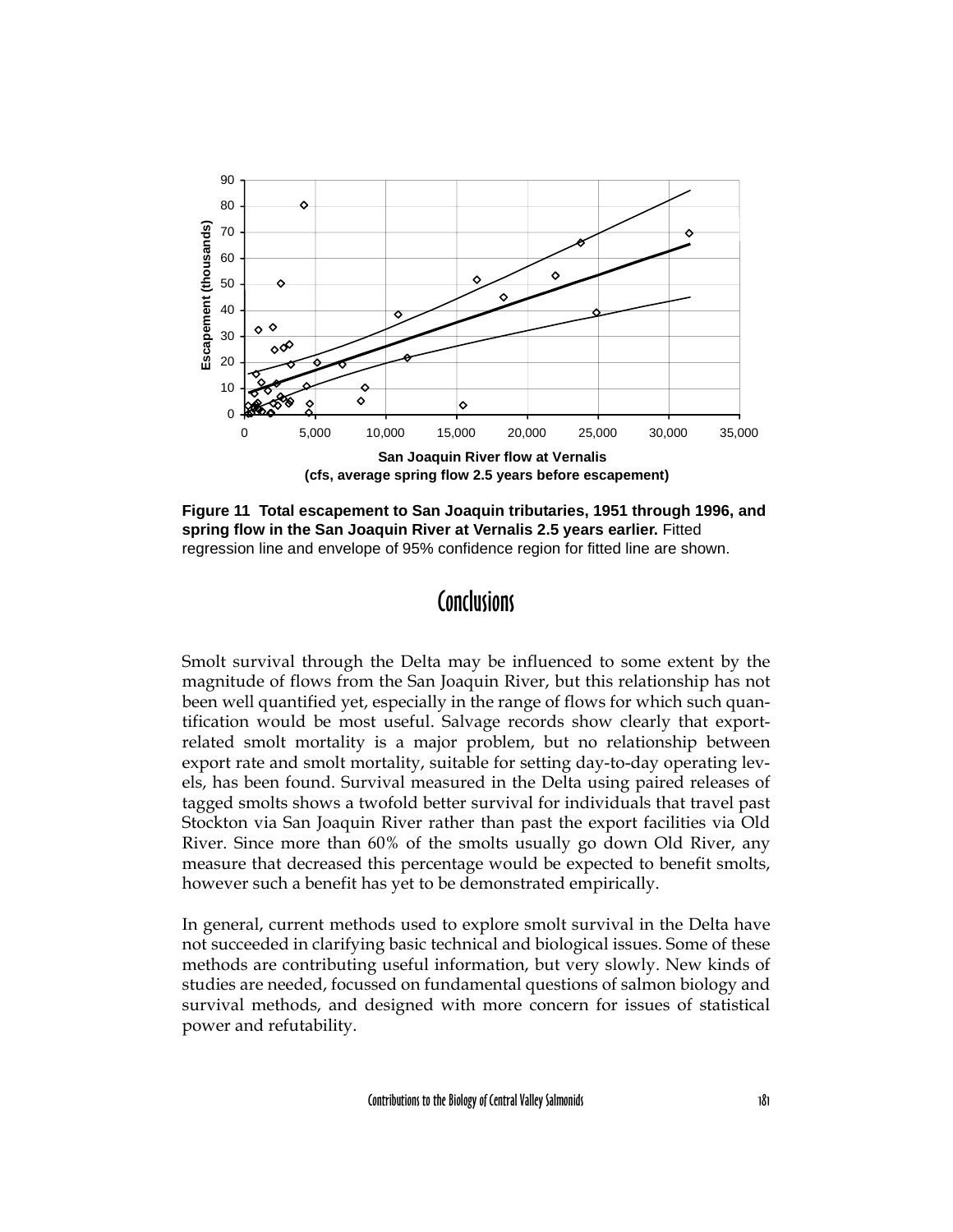**Figure 11 Total escapement to San Joaquin tributaries, 1951 through 1996, and spring flow in the San Joaquin River at Vernalis 2.5 years earlier.** Fitted regression line and envelope of 95% confidence region for fitted line are shown.

# Conclusions

Smolt survival through the Delta may be influenced to some extent by the magnitude of flows from the San Joaquin River, but this relationship has not been well quantified yet, especially in the range of flows for which such quantification would be most useful. Salvage records show clearly that export-related smolt mortality is a major problem, but no relationship between export rate and smolt mortality, suitable for setting day-to-day operating levels, has been found. Survival measured in the Delta using paired releases of tagged smolts shows a twofold better survival for individuals that travel past Stockton via San Joaquin River rather than past the export facilities via Old River. Since more than 60% of the smolts usually go down Old River, any measure that decreased this percentage would be expected to benefit smolts, however such a benefit has yet to be demonstrated empirically.

In general, current methods used to explore smolt survival in the Delta have not succeeded in clarifying basic technical and biological issues. Some of these methods are contributing useful information, but very slowly. New kinds of studies are needed, focussed on fundamental questions of salmon biology and survival methods, and designed with more concern for issues of statistical power and refutability.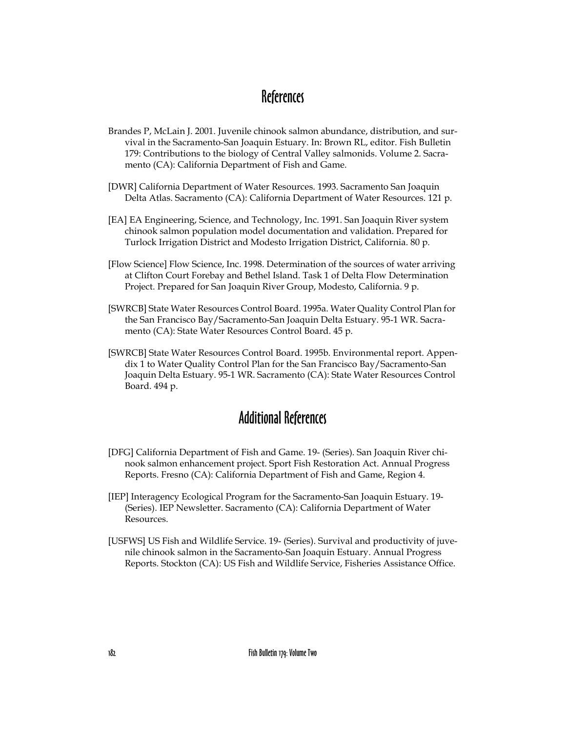## References

Brandes P, McLain J. 2001. Juvenile chinook salmon abundance, distribution, and survival in the Sacramento-San Joaquin Estuary. In: Brown RL, editor. Fish Bulletin 179: Contributions to the biology of Central Valley salmonids. Volume 2. Sacramento (CA): California Department of Fish and Game.

[DWR] California Department of Water Resources. 1993. Sacramento San Joaquin Delta Atlas. Sacramento (CA): California Department of Water Resources. 121 p.

[EA] EA Engineering, Science, and Technology, Inc. 1991. San Joaquin River system chinook salmon population model documentation and validation. Prepared for Turlock Irrigation District and Modesto Irrigation District, California. 80 p.

[Flow Science] Flow Science, Inc. 1998. Determination of the sources of water arriving at Clifton Court Forebay and Bethel Island. Task 1 of Delta Flow Determination Project. Prepared for San Joaquin River Group, Modesto, California. 9 p.

[SWRCB] State Water Resources Control Board. 1995a. Water Quality Control Plan for the San Francisco Bay/Sacramento-San Joaquin Delta Estuary. 95-1 WR. Sacramento (CA): State Water Resources Control Board. 45 p.

[SWRCB] State Water Resources Control Board. 1995b. Environmental report. Appendix 1 to Water Quality Control Plan for the San Francisco Bay/Sacramento-San Joaquin Delta Estuary. 95-1 WR. Sacramento (CA): State Water Resources Control Board. 494 p.

## Additional References

[DFG] California Department of Fish and Game. 19- (Series). San Joaquin River chinook salmon enhancement project. Sport Fish Restoration Act. Annual Progress Reports. Fresno (CA): California Department of Fish and Game, Region 4.

[IEP] Interagency Ecological Program for the Sacramento-San Joaquin Estuary. 19- (Series). IEP Newsletter. Sacramento (CA): California Department of Water Resources.

[USFWS] US Fish and Wildlife Service. 19- (Series). Survival and productivity of juvenile chinook salmon in the Sacramento-San Joaquin Estuary. Annual Progress Reports. Stockton (CA): US Fish and Wildlife Service, Fisheries Assistance Office.